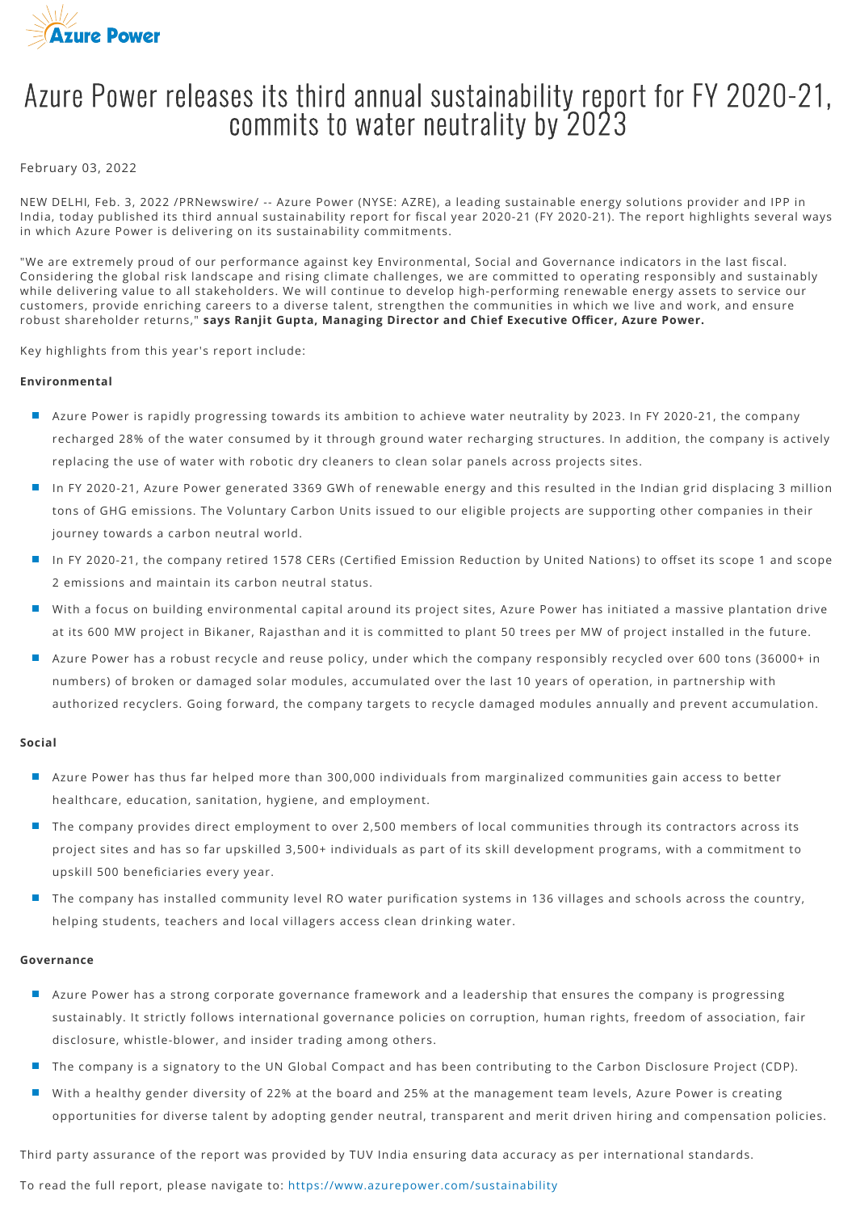# Azure Power releases its third annual sustainability report for FY 2020-21, commits to water neutrality by 2023

February 03, 2022

NEW DELHI, Feb. 3, 2022 /PRNewswire/ -- Azure Power (NYSE: AZRE), a leading sustainable energy solutions provider and IPP in India, today published its third annual sustainability report for fiscal year 2020-21 (FY 2020-21). The report highlights several ways in which Azure Power is delivering on its sustainability commitments.

"We are extremely proud of our performance against key Environmental, Social and Governance indicators in the last fiscal. Considering the global risk landscape and rising climate challenges, we are committed to operating responsibly and sustainably while delivering value to all stakeholders. We will continue to develop high-performing renewable energy assets to service our customers, provide enriching careers to a diverse talent, strengthen the communities in which we live and work, and ensure robust shareholder returns," **says Ranjit Gupta, Managing Director and Chief Executive Officer, Azure Power.**

Key highlights from this year's report include:

**Environmental**

- Azure Power is rapidly progressing towards its ambition to achieve water neutrality by 2023. In FY 2020-21, the company recharged 28% of the water consumed by it through ground water recharging structures. In addition, the company is actively replacing the use of water with robotic dry cleaners to clean solar panels across projects sites.
- In FY 2020-21, Azure Power generated 3369 GWh of renewable energy and this resulted in the Indian grid displacing 3 million tons of GHG emissions. The Voluntary Carbon Units issued to our eligible projects are supporting other companies in their journey towards a carbon neutral world.
- In FY 2020-21, the company retired 1578 CERs (Certified Emission Reduction by United Nations) to offset its scope 1 and scope 2 emissions and maintain its carbon neutral status.
- With a focus on building environmental capital around its project sites, Azure Power has initiated a massive plantation drive at its 600 MW project in Bikaner, Rajasthan and it is committed to plant 50 trees per MW of project installed in the future.
- Azure Power has a robust recycle and reuse policy, under which the company responsibly recycled over 600 tons (36000+ in numbers) of broken or damaged solar modules, accumulated over the last 10 years of operation, in partnership with authorized recyclers. Going forward, the company targets to recycle damaged modules annually and prevent accumulation.

**Social**

- Azure Power has thus far helped more than 300,000 individuals from marginalized communities gain access to better healthcare, education, sanitation, hygiene, and employment.
- The company provides direct employment to over 2,500 members of local communities through its contractors across its project sites and has so far upskilled 3,500+ individuals as part of its skill development programs, with a commitment to upskill 500 beneficiaries every year.
- The company has installed community level RO water purification systems in 136 villages and schools across the country, helping students, teachers and local villagers access clean drinking water.

**Governance**

- Azure Power has a strong corporate governance framework and a leadership that ensures the company is progressing sustainably. It strictly follows international governance policies on corruption, human rights, freedom of association, fair disclosure, whistle-blower, and insider trading among others.
- The company is a signatory to the UN Global Compact and has been contributing to the Carbon Disclosure Project (CDP).
- With a healthy gender diversity of 22% at the board and 25% at the management team levels, Azure Power is creating opportunities for diverse talent by adopting gender neutral, transparent and merit driven hiring and compensation policies.

Third party assurance of the report was provided by TUV India ensuring data accuracy as per international standards.

To read the full report, please navigate to: https://www.azurepower.com/sustainability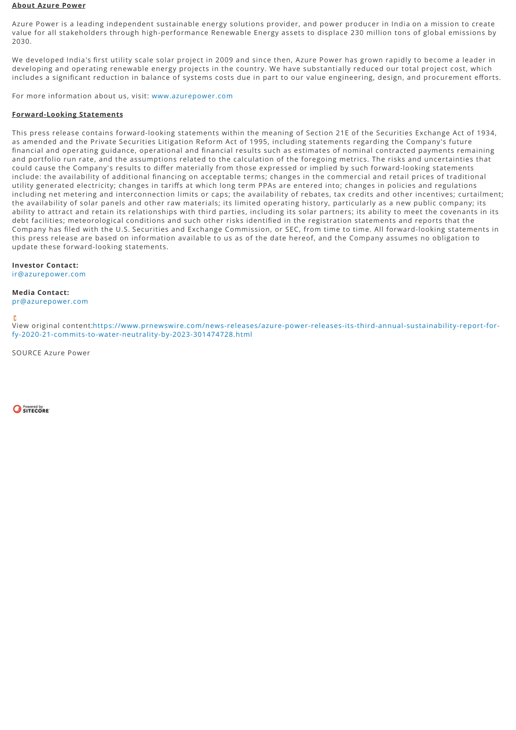## About Azure Power

Azure Power is a leading independent sustainable energy solutions provider, and power producer in India on a mission to create value for all stakeholders through high-performance Renewable Energy assets to displace 230 million tons of global emissions by 2030.

We developed India's first utility scale solar project in 2009 and since then, Azure Power has grown rapidly to become a leader in developing and operating renewable energy projects in the country. We have substantially reduced our total project cost, which includes a significant reduction in balance of systems costs due in part to our value engineering, design, and procurement efforts.

For more information about us, visit: www.azurepower.com

## Forward-Looking Statements

This press release contains forward-looking statements within the meaning of Section 21E of the Securities Exchange Act of 1934, as amended and the Private Securities Litigation Reform Act of 1995, including statements regarding the Company's future financial and operating guidance, operational and financial results such as estimates of nominal contracted payments remaining and portfolio run rate, and the assumptions related to the calculation of the foregoing metrics. The risks and uncertainties that could cause the Company's results to differ materially from those expressed or implied by such forward-looking statements include: the availability of additional financing on acceptable terms; changes in the commercial and retail prices of traditional utility generated electricity; changes in tariffs at which long term PPAs are entered into; changes in policies and regulations including net metering and interconnection limits or caps; the availability of rebates, tax credits and other incentives; curtailment; the availability of solar panels and other raw materials; its limited operating history, particularly as a new public company; its ability to attract and retain its relationships with third parties, including its solar partners; its ability to meet the covenants in its debt facilities; meteorological conditions and such other risks identified in the registration statements and reports that the Company has filed with the U.S. Securities and Exchange Commission, or SEC, from time to time. All forward-looking statements in this press release are based on information available to us as of the date hereof, and the Company assumes no obligation to update these forward-looking statements.

**Investor Contact:**
ir@azurepower.com

**Media Contact:**
pr@azurepower.com

View original content:https://www.prnewswire.com/news-releases/azure-power-releases-its-third-annual-sustainability-report-for-fy-2020-21-commits-to-water-neutrality-by-2023-301474728.html

SOURCE Azure Power